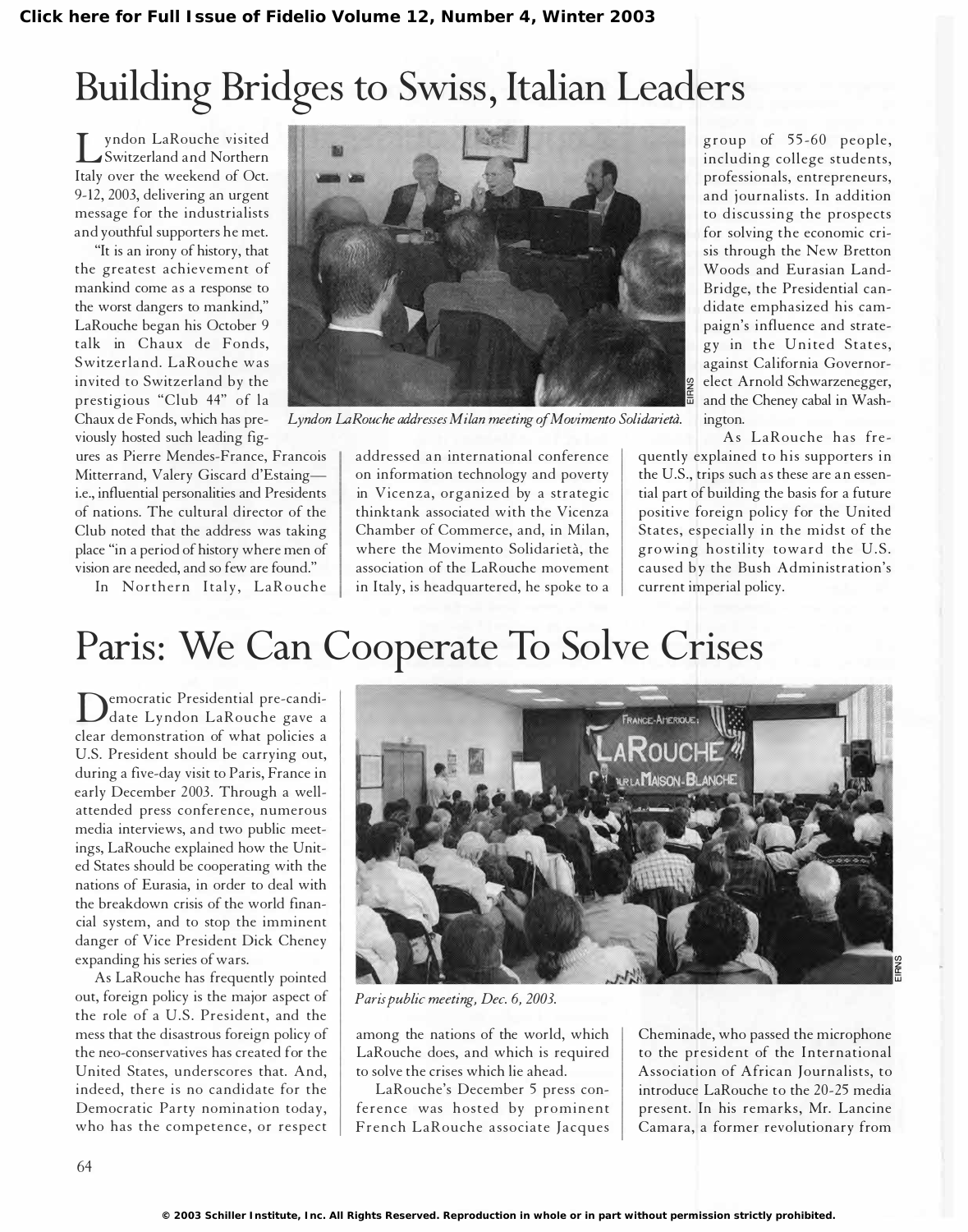# Building Bridges to Swiss, Italian Leaders

Lyndon LaRouche visited Switzerland and Northern Italy over the weekend of Oct. 9-12, 2003, delivering an urgent message for the industrialists and youthful supporters he met.

"It is an irony of history, that the greatest achievement of mankind come as a response to the worst dangers to mankind," LaRouche began his October 9 talk in Chaux de Fonds, Switzerland. LaRouche was invited to Switzerland by the prestigious "Club 44" of la Chaux de Fonds, which has previously hosted such leading figures as Pierre Mendes-France, Francois Mitterrand, Valery Giscard d'Estaing—i.e., influential personalities and Presidents of nations. The cultural director of the Club noted that the address was taking place "in a period of history where men of vision are needed, and so few are found."

*Lyndon LaRouche addresses Milan meeting of Movimento Solidarietà.*

In Northern Italy, LaRouche addressed an international conference on information technology and poverty in Vicenza, organized by a strategic thinktank associated with the Vicenza Chamber of Commerce, and, in Milan, where the Movimento Solidarietà, the association of the LaRouche movement in Italy, is headquartered, he spoke to a group of 55-60 people, including college students, professionals, entrepreneurs, and journalists. In addition to discussing the prospects for solving the economic crisis through the New Bretton Woods and Eurasian Land-Bridge, the Presidential candidate emphasized his campaign's influence and strategy in the United States, against California Governor-elect Arnold Schwarzenegger, and the Cheney cabal in Washington.

As LaRouche has frequently explained to his supporters in the U.S., trips such as these are an essential part of building the basis for a future positive foreign policy for the United States, especially in the midst of the growing hostility toward the U.S. caused by the Bush Administration's current imperial policy.

# Paris: We Can Cooperate To Solve Crises

Democratic Presidential pre-candidate Lyndon LaRouche gave a clear demonstration of what policies a U.S. President should be carrying out, during a five-day visit to Paris, France in early December 2003. Through a well-attended press conference, numerous media interviews, and two public meetings, LaRouche explained how the United States should be cooperating with the nations of Eurasia, in order to deal with the breakdown crisis of the world financial system, and to stop the imminent danger of Vice President Dick Cheney expanding his series of wars.

As LaRouche has frequently pointed out, foreign policy is the major aspect of the role of a U.S. President, and the mess that the disastrous foreign policy of the neo-conservatives has created for the United States, underscores that. And, indeed, there is no candidate for the Democratic Party nomination today, who has the competence, or respect among the nations of the world, which LaRouche does, and which is required to solve the crises which lie ahead.

*Paris public meeting, Dec. 6, 2003.*

LaRouche's December 5 press conference was hosted by prominent French LaRouche associate Jacques Cheminade, who passed the microphone to the president of the International Association of African Journalists, to introduce LaRouche to the 20-25 media present. In his remarks, Mr. Lancine Camara, a former revolutionary from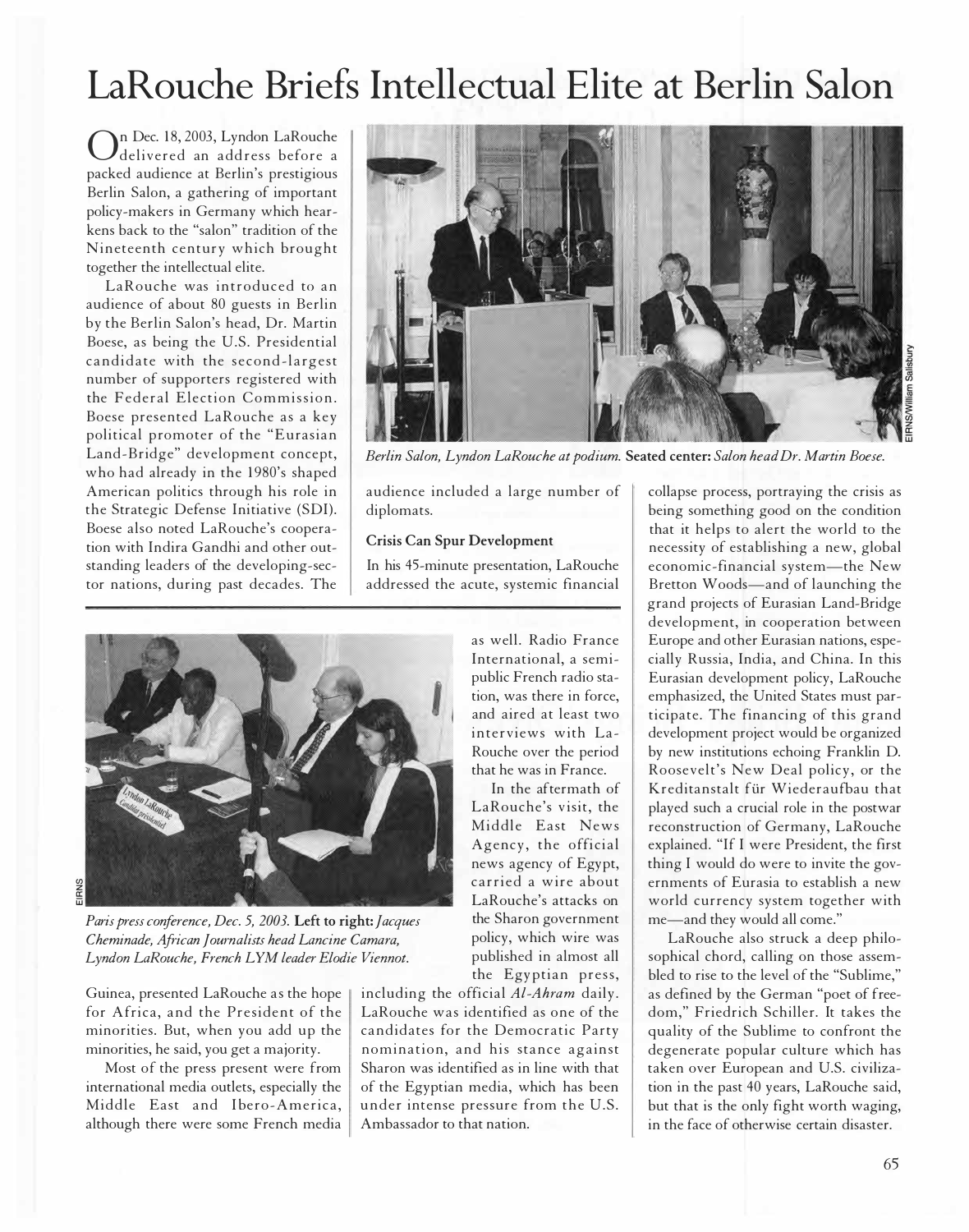# LaRouche Briefs Intellectual Elite at Berlin Salon

On Dec. 18, 2003, Lyndon LaRouche delivered an address before a packed audience at Berlin's prestigious Berlin Salon, a gathering of important policy-makers in Germany which hearkens back to the "salon" tradition of the Nineteenth century which brought together the intellectual elite.

LaRouche was introduced to an audience of about 80 guests in Berlin by the Berlin Salon's head, Dr. Martin Boese, as being the U.S. Presidential candidate with the second-largest number of supporters registered with the Federal Election Commission. Boese presented LaRouche as a key political promoter of the "Eurasian Land-Bridge" development concept, who had already in the 1980's shaped American politics through his role in the Strategic Defense Initiative (SDI). Boese also noted LaRouche's cooperation with Indira Gandhi and other outstanding leaders of the developing-sector nations, during past decades. The audience included a large number of diplomats.

*Berlin Salon, Lyndon LaRouche at podium.* **Seated center:** *Salon head Dr. Martin Boese.*

### Crisis Can Spur Development

In his 45-minute presentation, LaRouche addressed the acute, systemic financial collapse process, portraying the crisis as being something good on the condition that it helps to alert the world to the necessity of establishing a new, global economic-financial system—the New Bretton Woods—and of launching the grand projects of Eurasian Land-Bridge development, in cooperation between Europe and other Eurasian nations, especially Russia, India, and China. In this Eurasian development policy, LaRouche emphasized, the United States must participate. The financing of this grand development project would be organized by new institutions echoing Franklin D. Roosevelt's New Deal policy, or the Kreditanstalt für Wiederaufbau that played such a crucial role in the postwar reconstruction of Germany, LaRouche explained. "If I were President, the first thing I would do were to invite the governments of Eurasia to establish a new world currency system together with me—and they would all come."

LaRouche also struck a deep philosophical chord, calling on those assembled to rise to the level of the "Sublime," as defined by the German "poet of freedom," Friedrich Schiller. It takes the quality of the Sublime to confront the degenerate popular culture which has taken over European and U.S. civilization in the past 40 years, LaRouche said, but that is the only fight worth waging, in the face of otherwise certain disaster.

---

*Paris press conference, Dec. 5, 2003.* **Left to right:** *Jacques Cheminade, African Journalists head Lancine Camara, Lyndon LaRouche, French LYM leader Elodie Viennot.*

Guinea, presented LaRouche as the hope for Africa, and the President of the minorities. But, when you add up the minorities, he said, you get a majority.

Most of the press present were from international media outlets, especially the Middle East and Ibero-America, although there were some French media as well. Radio France International, a semi-public French radio station, was there in force, and aired at least two interviews with LaRouche over the period that he was in France.

In the aftermath of LaRouche's visit, the Middle East News Agency, the official news agency of Egypt, carried a wire about LaRouche's attacks on the Sharon government policy, which wire was published in almost all the Egyptian press, including the official *Al-Ahram* daily. LaRouche was identified as one of the candidates for the Democratic Party nomination, and his stance against Sharon was identified as in line with that of the Egyptian media, which has been under intense pressure from the U.S. Ambassador to that nation.